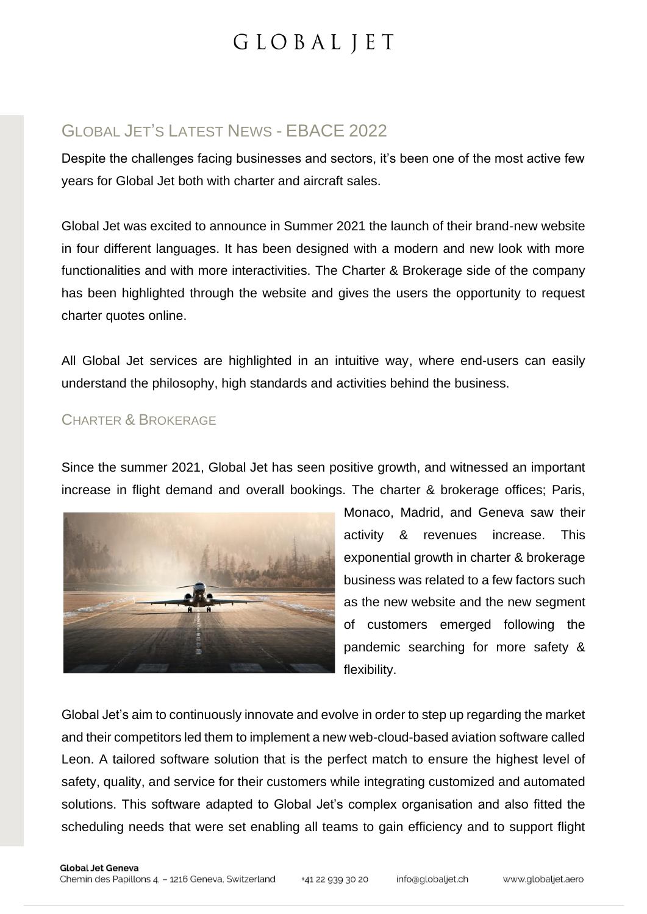# GLOBAL JET

## GLOBAL JET'S LATEST NEWS - EBACE 2022

Despite the challenges facing businesses and sectors, it's been one of the most active few years for Global Jet both with charter and aircraft sales.

Global Jet was excited to announce in Summer 2021 the launch of their brand-new website in four different languages. It has been designed with a modern and new look with more functionalities and with more interactivities. The Charter & Brokerage side of the company has been highlighted through the website and gives the users the opportunity to request charter quotes online.

All Global Jet services are highlighted in an intuitive way, where end-users can easily understand the philosophy, high standards and activities behind the business.

### CHARTER & BROKERAGE

Since the summer 2021, Global Jet has seen positive growth, and witnessed an important increase in flight demand and overall bookings. The charter & brokerage offices; Paris, Monaco, Madrid, and Geneva saw their activity & revenues increase. This exponential growth in charter & brokerage business was related to a few factors such as the new website and the new segment of customers emerged following the pandemic searching for more safety & flexibility.

Global Jet's aim to continuously innovate and evolve in order to step up regarding the market and their competitors led them to implement a new web-cloud-based aviation software called Leon. A tailored software solution that is the perfect match to ensure the highest level of safety, quality, and service for their customers while integrating customized and automated solutions. This software adapted to Global Jet's complex organisation and also fitted the scheduling needs that were set enabling all teams to gain efficiency and to support flight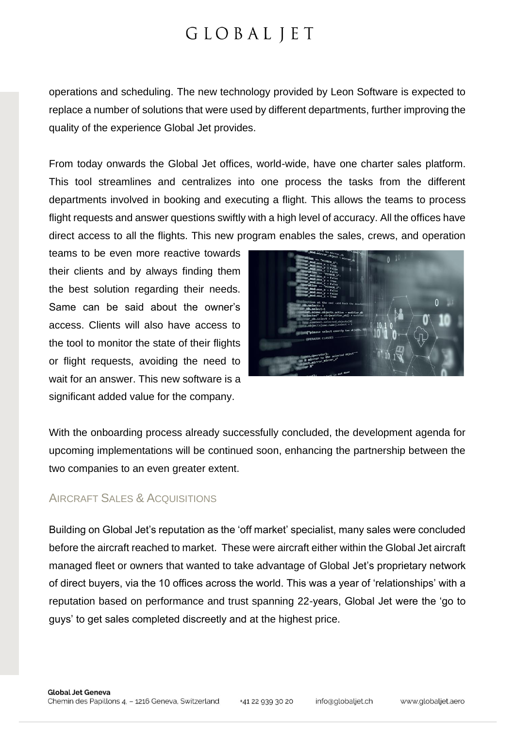operations and scheduling. The new technology provided by Leon Software is expected to replace a number of solutions that were used by different departments, further improving the quality of the experience Global Jet provides.

From today onwards the Global Jet offices, world-wide, have one charter sales platform. This tool streamlines and centralizes into one process the tasks from the different departments involved in booking and executing a flight. This allows the teams to process flight requests and answer questions swiftly with a high level of accuracy. All the offices have direct access to all the flights. This new program enables the sales, crews, and operation teams to be even more reactive towards their clients and by always finding them the best solution regarding their needs. Same can be said about the owner's access. Clients will also have access to the tool to monitor the state of their flights or flight requests, avoiding the need to wait for an answer. This new software is a significant added value for the company.

With the onboarding process already successfully concluded, the development agenda for upcoming implementations will be continued soon, enhancing the partnership between the two companies to an even greater extent.

## Aircraft Sales & Acquisitions

Building on Global Jet's reputation as the 'off market' specialist, many sales were concluded before the aircraft reached to market. These were aircraft either within the Global Jet aircraft managed fleet or owners that wanted to take advantage of Global Jet's proprietary network of direct buyers, via the 10 offices across the world. This was a year of 'relationships' with a reputation based on performance and trust spanning 22-years, Global Jet were the 'go to guys' to get sales completed discreetly and at the highest price.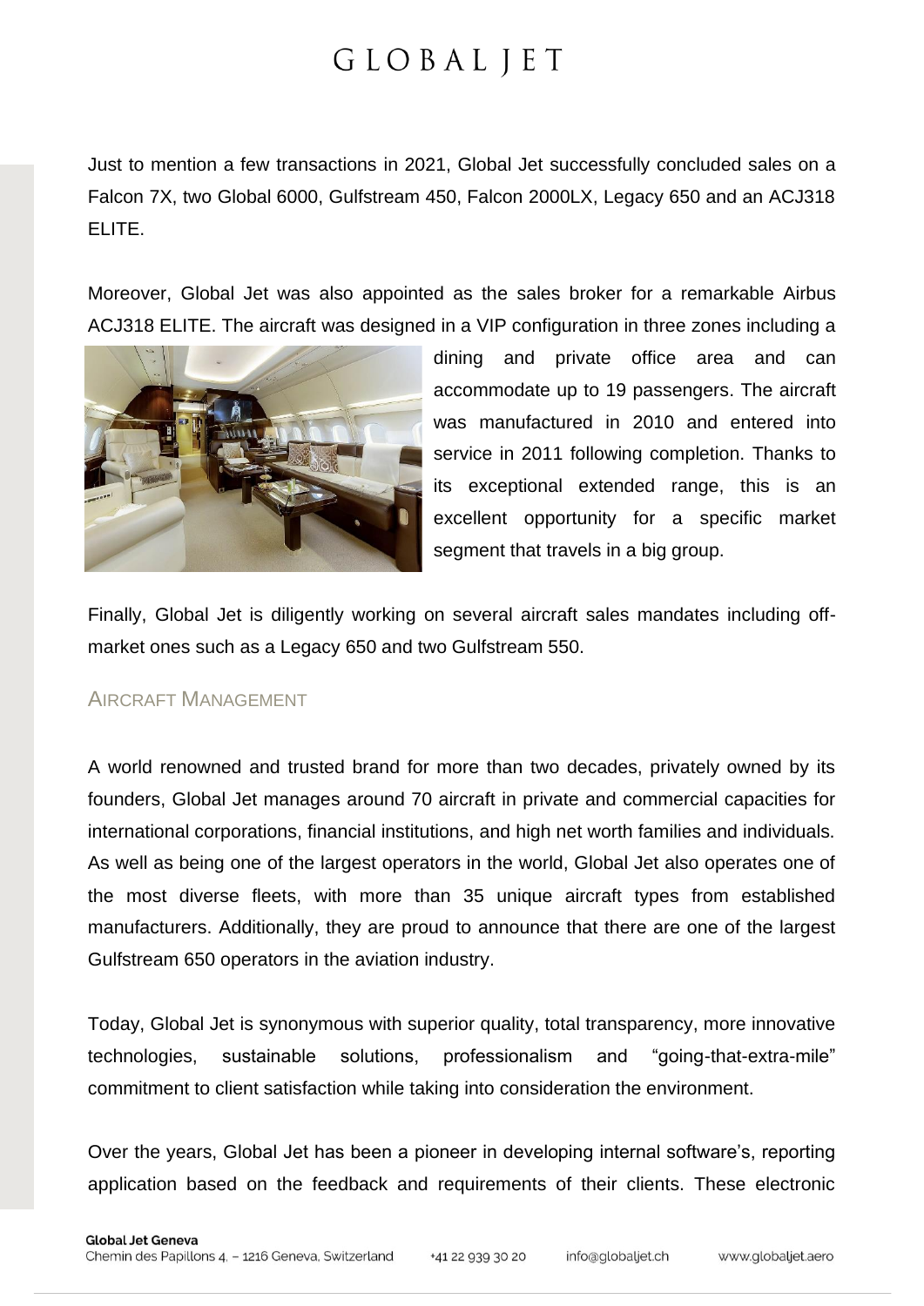Just to mention a few transactions in 2021, Global Jet successfully concluded sales on a Falcon 7X, two Global 6000, Gulfstream 450, Falcon 2000LX, Legacy 650 and an ACJ318 ELITE.

Moreover, Global Jet was also appointed as the sales broker for a remarkable Airbus ACJ318 ELITE. The aircraft was designed in a VIP configuration in three zones including a dining and private office area and can accommodate up to 19 passengers. The aircraft was manufactured in 2010 and entered into service in 2011 following completion. Thanks to its exceptional extended range, this is an excellent opportunity for a specific market segment that travels in a big group.

Finally, Global Jet is diligently working on several aircraft sales mandates including off-market ones such as a Legacy 650 and two Gulfstream 550.

## Aircraft Management

A world renowned and trusted brand for more than two decades, privately owned by its founders, Global Jet manages around 70 aircraft in private and commercial capacities for international corporations, financial institutions, and high net worth families and individuals. As well as being one of the largest operators in the world, Global Jet also operates one of the most diverse fleets, with more than 35 unique aircraft types from established manufacturers. Additionally, they are proud to announce that there are one of the largest Gulfstream 650 operators in the aviation industry.

Today, Global Jet is synonymous with superior quality, total transparency, more innovative technologies, sustainable solutions, professionalism and "going-that-extra-mile" commitment to client satisfaction while taking into consideration the environment.

Over the years, Global Jet has been a pioneer in developing internal software's, reporting application based on the feedback and requirements of their clients. These electronic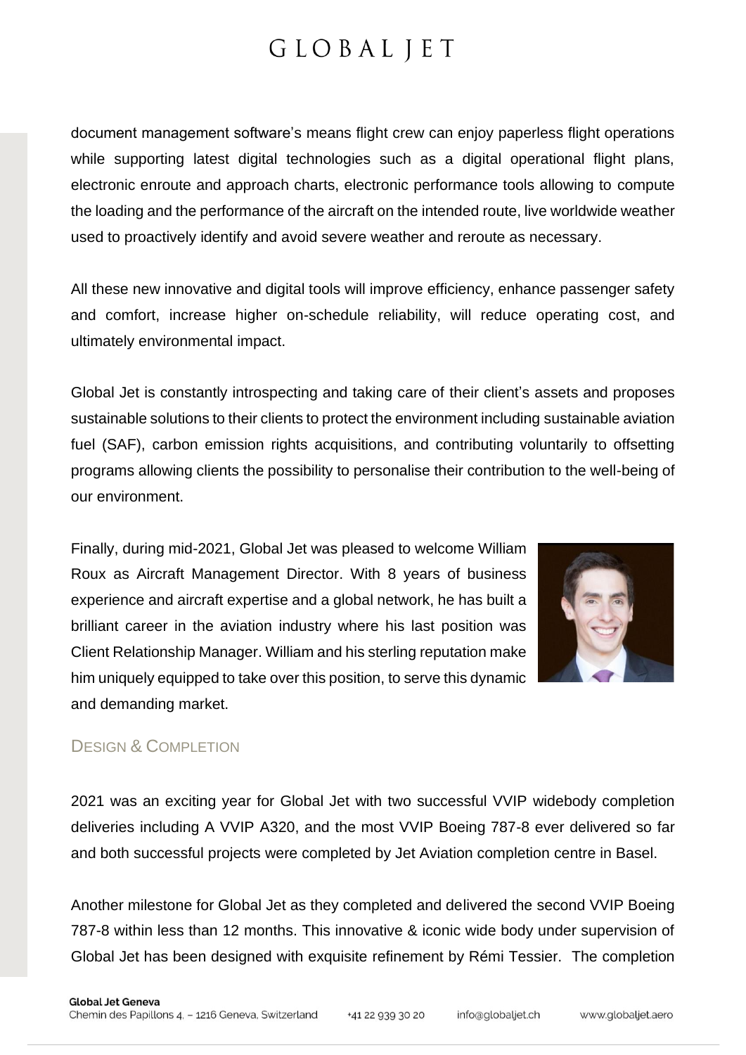document management software's means flight crew can enjoy paperless flight operations while supporting latest digital technologies such as a digital operational flight plans, electronic enroute and approach charts, electronic performance tools allowing to compute the loading and the performance of the aircraft on the intended route, live worldwide weather used to proactively identify and avoid severe weather and reroute as necessary.

All these new innovative and digital tools will improve efficiency, enhance passenger safety and comfort, increase higher on-schedule reliability, will reduce operating cost, and ultimately environmental impact.

Global Jet is constantly introspecting and taking care of their client's assets and proposes sustainable solutions to their clients to protect the environment including sustainable aviation fuel (SAF), carbon emission rights acquisitions, and contributing voluntarily to offsetting programs allowing clients the possibility to personalise their contribution to the well-being of our environment.

Finally, during mid-2021, Global Jet was pleased to welcome William Roux as Aircraft Management Director. With 8 years of business experience and aircraft expertise and a global network, he has built a brilliant career in the aviation industry where his last position was Client Relationship Manager. William and his sterling reputation make him uniquely equipped to take over this position, to serve this dynamic and demanding market.

## Design & Completion

2021 was an exciting year for Global Jet with two successful VVIP widebody completion deliveries including A VVIP A320, and the most VVIP Boeing 787-8 ever delivered so far and both successful projects were completed by Jet Aviation completion centre in Basel.

Another milestone for Global Jet as they completed and delivered the second VVIP Boeing 787-8 within less than 12 months. This innovative & iconic wide body under supervision of Global Jet has been designed with exquisite refinement by Rémi Tessier. The completion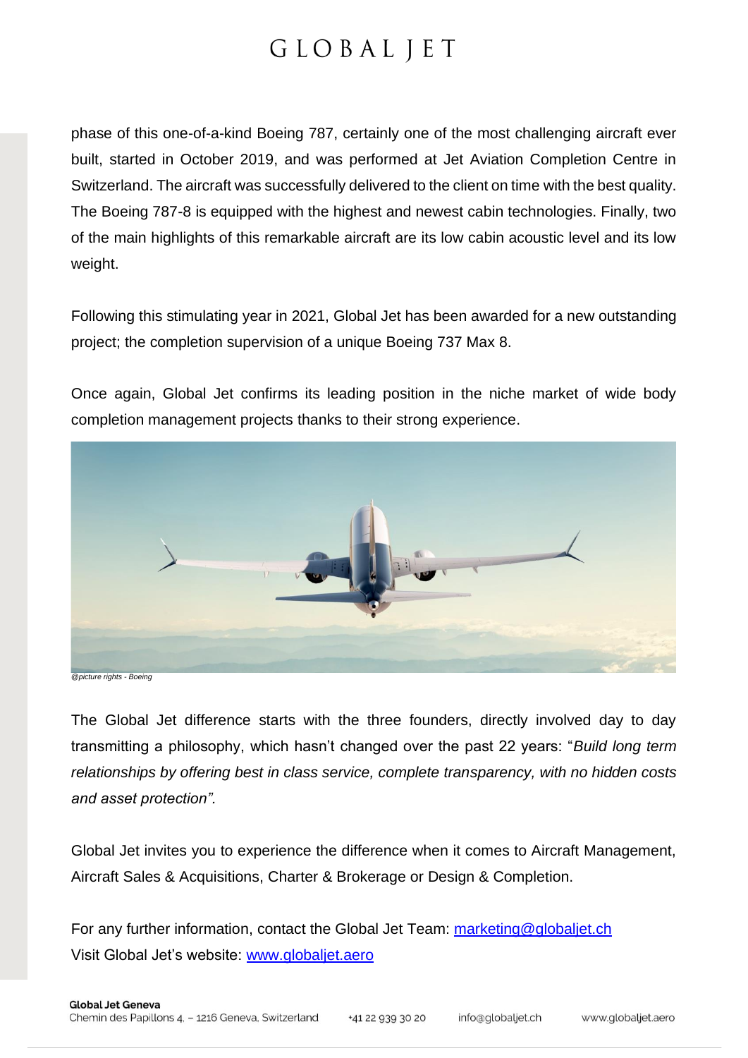phase of this one-of-a-kind Boeing 787, certainly one of the most challenging aircraft ever built, started in October 2019, and was performed at Jet Aviation Completion Centre in Switzerland. The aircraft was successfully delivered to the client on time with the best quality. The Boeing 787-8 is equipped with the highest and newest cabin technologies. Finally, two of the main highlights of this remarkable aircraft are its low cabin acoustic level and its low weight.

Following this stimulating year in 2021, Global Jet has been awarded for a new outstanding project; the completion supervision of a unique Boeing 737 Max 8.

Once again, Global Jet confirms its leading position in the niche market of wide body completion management projects thanks to their strong experience.

*@picture rights - Boeing*

The Global Jet difference starts with the three founders, directly involved day to day transmitting a philosophy, which hasn't changed over the past 22 years: "*Build long term relationships by offering best in class service, complete transparency, with no hidden costs and asset protection".*

Global Jet invites you to experience the difference when it comes to Aircraft Management, Aircraft Sales & Acquisitions, Charter & Brokerage or Design & Completion.

For any further information, contact the Global Jet Team: [marketing@globaljet.ch](mailto:marketing@globaljet.ch)
Visit Global Jet's website: [www.globaljet.aero](http://www.globaljet.aero)

**Global Jet Geneva**
Chemin des Papillons 4, – 1216 Geneva, Switzerland    +41 22 939 30 20    info@globaljet.ch    www.globaljet.aero